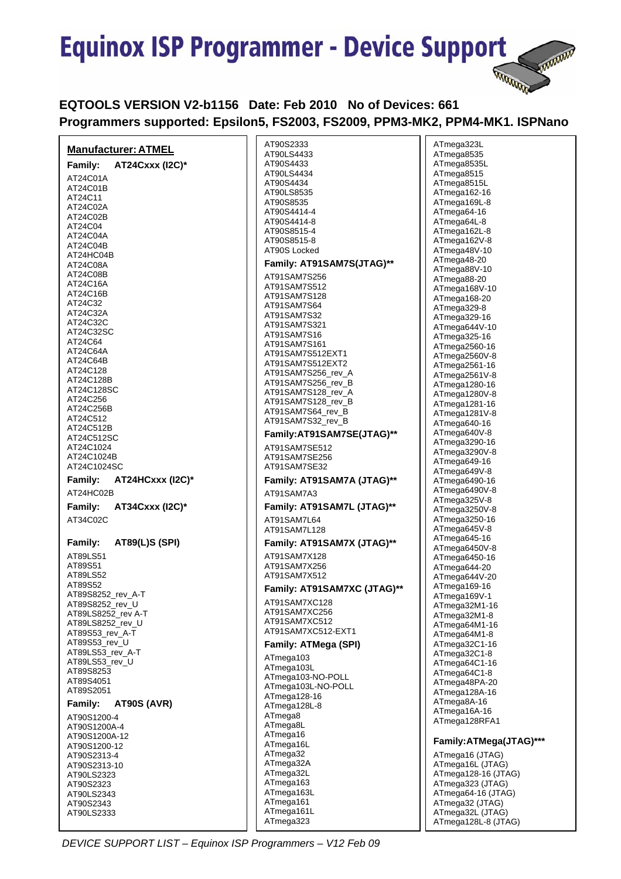# Equinox ISP Programmer - Device Support

**EQTOOLS VERSION V2-b1156 Date: Feb 2010 No of Devices: 661**
**Programmers supported: Epsilon5, FS2003, FS2009, PPM3-MK2, PPM4-MK1. ISPNano**

## Manufacturer: ATMEL

### Family: AT24Cxxx (I2C)*

AT24C01A
AT24C01B
AT24C11
AT24C02A
AT24C02B
AT24C04
AT24C04A
AT24C04B
AT24HC04B
AT24C08A
AT24C08B
AT24C16A
AT24C16B
AT24C32
AT24C32A
AT24C32C
AT24C32SC
AT24C64
AT24C64A
AT24C64B
AT24C128
AT24C128B
AT24C128SC
AT24C256
AT24C256B
AT24C512
AT24C512B
AT24C512SC
AT24C1024
AT24C1024B
AT24C1024SC

### Family: AT24HCxxx (I2C)*

AT24HC02B

### Family: AT34Cxxx (I2C)*

AT34C02C

### Family: AT89(L)S (SPI)

AT89LS51
AT89S51
AT89LS52
AT89S52
AT89S8252_rev_A-T
AT89S8252_rev_U
AT89LS8252_rev A-T
AT89LS8252_rev_U
AT89S53_rev_A-T
AT89S53_rev_U
AT89LS53_rev_A-T
AT89LS53_rev_U
AT89S8253
AT89S4051
AT89S2051

### Family: AT90S (AVR)

AT90S1200-4
AT90S1200A-4
AT90S1200A-12
AT90S1200-12
AT90S2313-4
AT90S2313-10
AT90LS2323
AT90S2323
AT90LS2343
AT90S2343
AT90LS2333
AT90S2333
AT90LS4433
AT90S4433
AT90LS4434
AT90S4434
AT90LS8535
AT90S8535
AT90S4414-4
AT90S4414-8
AT90S8515-4
AT90S8515-8
AT90S Locked

### Family: AT91SAM7S(JTAG)**

AT91SAM7S256
AT91SAM7S512
AT91SAM7S128
AT91SAM7S64
AT91SAM7S32
AT91SAM7S321
AT91SAM7S16
AT91SAM7S161
AT91SAM7S512EXT1
AT91SAM7S512EXT2
AT91SAM7S256_rev_A
AT91SAM7S256_rev_B
AT91SAM7S128_rev_A
AT91SAM7S128_rev_B
AT91SAM7S64_rev_B
AT91SAM7S32_rev_B

### Family:AT91SAM7SE(JTAG)**

AT91SAM7SE512
AT91SAM7SE256
AT91SAM7SE32

### Family: AT91SAM7A (JTAG)**

AT91SAM7A3

### Family: AT91SAM7L (JTAG)**

AT91SAM7L64
AT91SAM7L128

### Family: AT91SAM7X (JTAG)**

AT91SAM7X128
AT91SAM7X256
AT91SAM7X512

### Family: AT91SAM7XC (JTAG)**

AT91SAM7XC128
AT91SAM7XC256
AT91SAM7XC512
AT91SAM7XC512-EXT1

### Family: ATMega (SPI)

ATmega103
ATmega103L
ATmega103-NO-POLL
ATmega103L-NO-POLL
ATmega128-16
ATmega128L-8
ATmega8
ATmega8L
ATmega16
ATmega16L
ATmega32
ATmega32A
ATmega32L
ATmega163
ATmega163L
ATmega161
ATmega161L
ATmega323
ATmega323L
ATmega8535
ATmega8535L
ATmega8515
ATmega8515L
ATmega162-16
ATmega169L-8
ATmega64-16
ATmega64L-8
ATmega162L-8
ATmega162V-8
ATmega48V-10
ATmega48-20
ATmega88V-10
ATmega88-20
ATmega168V-10
ATmega168-20
ATmega329-8
ATmega329-16
ATmega644V-10
ATmega325-16
ATmega2560-16
ATmega2560V-8
ATmega2561-16
ATmega2561V-8
ATmega1280-16
ATmega1280V-8
ATmega1281-16
ATmega1281V-8
ATmega640-16
ATmega640V-8
ATmega3290-16
ATmega3290V-8
ATmega649-16
ATmega649V-8
ATmega6490-16
ATmega6490V-8
ATmega325V-8
ATmega3250V-8
ATmega3250-16
ATmega645V-8
ATmega645-16
ATmega6450V-8
ATmega6450-16
ATmega644-20
ATmega644V-20
ATmega169-16
ATmega169V-1
ATmega32M1-16
ATmega32M1-8
ATmega64M1-16
ATmega64M1-8
ATmega32C1-16
ATmega32C1-8
ATmega64C1-16
ATmega64C1-8
ATmega48PA-20
ATmega128A-16
ATmega8A-16
ATmega16A-16
ATmega128RFA1

### Family:ATMega(JTAG)***

ATmega16 (JTAG)
ATmega16L (JTAG)
ATmega128-16 (JTAG)
ATmega323 (JTAG)
ATmega64-16 (JTAG)
ATmega32 (JTAG)
ATmega32L (JTAG)
ATmega128L-8 (JTAG)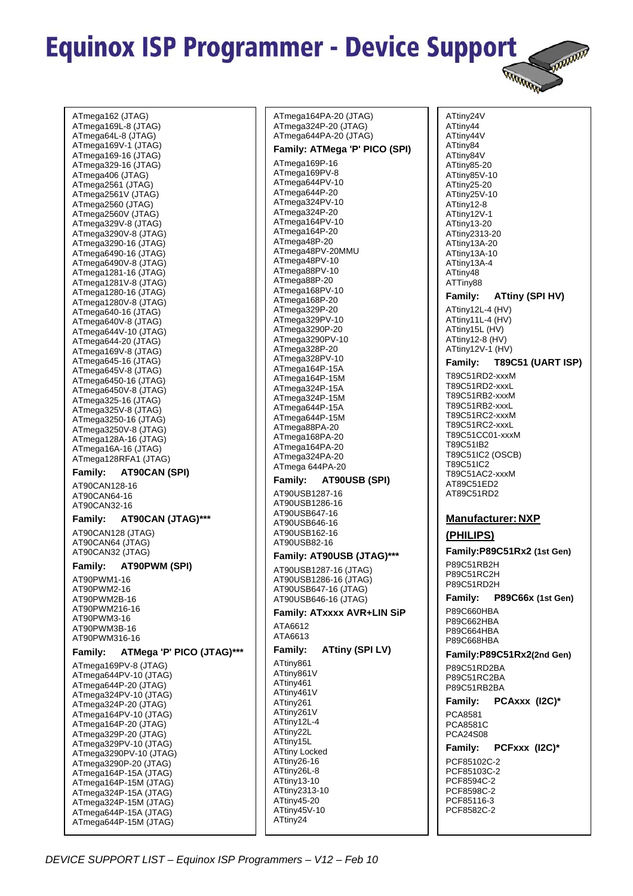# Equinox ISP Programmer - Device Support

ATmega162 (JTAG)
ATmega169L-8 (JTAG)
ATmega64L-8 (JTAG)
ATmega169V-1 (JTAG)
ATmega169-16 (JTAG)
ATmega329-16 (JTAG)
ATmega406 (JTAG)
ATmega2561 (JTAG)
ATmega2561V (JTAG)
ATmega2560 (JTAG)
ATmega2560V (JTAG)
ATmega329V-8 (JTAG)
ATmega3290V-8 (JTAG)
ATmega3290-16 (JTAG)
ATmega6490-16 (JTAG)
ATmega6490V-8 (JTAG)
ATmega1281-16 (JTAG)
ATmega1281V-8 (JTAG)
ATmega1280-16 (JTAG)
ATmega1280V-8 (JTAG)
ATmega640-16 (JTAG)
ATmega640V-8 (JTAG)
ATmega644V-10 (JTAG)
ATmega644-20 (JTAG)
ATmega169V-8 (JTAG)
ATmega645-16 (JTAG)
ATmega645V-8 (JTAG)
ATmega6450-16 (JTAG)
ATmega6450V-8 (JTAG)
ATmega325-16 (JTAG)
ATmega325V-8 (JTAG)
ATmega3250-16 (JTAG)
ATmega3250V-8 (JTAG)
ATmega128A-16 (JTAG)
ATmega16A-16 (JTAG)
ATmega128RFA1 (JTAG)

**Family: AT90CAN (SPI)**

AT90CAN128-16
AT90CAN64-16
AT90CAN32-16

**Family: AT90CAN (JTAG)*****

AT90CAN128 (JTAG)
AT90CAN64 (JTAG)
AT90CAN32 (JTAG)

**Family: AT90PWM (SPI)**

AT90PWM1-16
AT90PWM2-16
AT90PWM2B-16
AT90PWM216-16
AT90PWM3-16
AT90PWM3B-16
AT90PWM316-16

**Family: ATMega 'P' PICO (JTAG)*****

ATmega169PV-8 (JTAG)
ATmega644PV-10 (JTAG)
ATmega644P-20 (JTAG)
ATmega324PV-10 (JTAG)
ATmega324P-20 (JTAG)
ATmega164PV-10 (JTAG)
ATmega164P-20 (JTAG)
ATmega329P-20 (JTAG)
ATmega329PV-10 (JTAG)
ATmega3290PV-10 (JTAG)
ATmega3290P-20 (JTAG)
ATmega164P-15A (JTAG)
ATmega164P-15M (JTAG)
ATmega324P-15A (JTAG)
ATmega324P-15M (JTAG)
ATmega644P-15A (JTAG)
ATmega644P-15M (JTAG)

ATmega164PA-20 (JTAG)
ATmega324P-20 (JTAG)
ATmega644PA-20 (JTAG)

**Family: ATMega 'P' PICO (SPI)**

ATmega169P-16
ATmega169PV-8
ATmega644PV-10
ATmega644P-20
ATmega324PV-10
ATmega324P-20
ATmega164PV-10
ATmega164P-20
ATmega48P-20
ATmega48PV-20MMU
ATmega48PV-10
ATmega88PV-10
ATmega88P-20
ATmega168PV-10
ATmega168P-20
ATmega329P-20
ATmega329PV-10
ATmega3290P-20
ATmega3290PV-10
ATmega328P-20
ATmega328PV-10
ATmega164P-15A
ATmega164P-15M
ATmega324P-15A
ATmega324P-15M
ATmega644P-15A
ATmega644P-15M
ATmega88PA-20
ATmega168PA-20
ATmega164PA-20
ATmega324PA-20
ATmega 644PA-20

**Family: AT90USB (SPI)**

AT90USB1287-16
AT90USB1286-16
AT90USB647-16
AT90USB646-16
AT90USB162-16
AT90USB82-16

**Family: AT90USB (JTAG)*****

AT90USB1287-16 (JTAG)
AT90USB1286-16 (JTAG)
AT90USB647-16 (JTAG)
AT90USB646-16 (JTAG)

**Family: ATxxxx AVR+LIN SiP**

ATA6612
ATA6613

**Family: ATtiny (SPI LV)**

ATtiny861
ATtiny861V
ATtiny461
ATtiny461V
ATtiny261
ATtiny261V
ATtiny12L-4
ATtiny22L
ATtiny15L
ATtiny Locked
ATtiny26-16
ATtiny26L-8
ATtiny13-10
ATtiny2313-10
ATtiny45-20
ATtiny45V-10
ATtiny24

ATtiny24V
ATtiny44
ATtiny44V
ATtiny84
ATtiny84V
ATtiny85-20
ATtiny85V-10
ATtiny25-20
ATtiny25V-10
ATtiny12-8
ATtiny12V-1
ATtiny13-20
ATtiny2313-20
ATtiny13A-20
ATtiny13A-10
ATtiny13A-4
ATtiny48
ATTiny88

**Family: ATtiny (SPI HV)**

ATtiny12L-4 (HV)
ATtiny11L-4 (HV)
ATtiny15L (HV)
ATtiny12-8 (HV)
ATtiny12V-1 (HV)

**Family: T89C51 (UART ISP)**

T89C51RD2-xxxM
T89C51RD2-xxxL
T89C51RB2-xxxM
T89C51RB2-xxxL
T89C51RC2-xxxM
T89C51RC2-xxxL
T89C51CC01-xxxM
T89C51IB2
T89C51IC2 (OSCB)
T89C51IC2
T89C51AC2-xxxM
AT89C51ED2
AT89C51RD2

**Manufacturer: NXP (PHILIPS)**

**Family:P89C51Rx2 (1st Gen)**

P89C51RB2H
P89C51RC2H
P89C51RD2H

**Family: P89C66x (1st Gen)**

P89C660HBA
P89C662HBA
P89C664HBA
P89C668HBA

**Family:P89C51Rx2(2nd Gen)**

P89C51RD2BA
P89C51RC2BA
P89C51RB2BA

**Family: PCAxxx (I2C)***

PCA8581
PCA8581C
PCA24S08

**Family: PCFxxx (I2C)***

PCF85102C-2
PCF85103C-2
PCF8594C-2
PCF8598C-2
PCF85116-3
PCF8582C-2

*DEVICE SUPPORT LIST – Equinox ISP Programmers – V12 – Feb 10*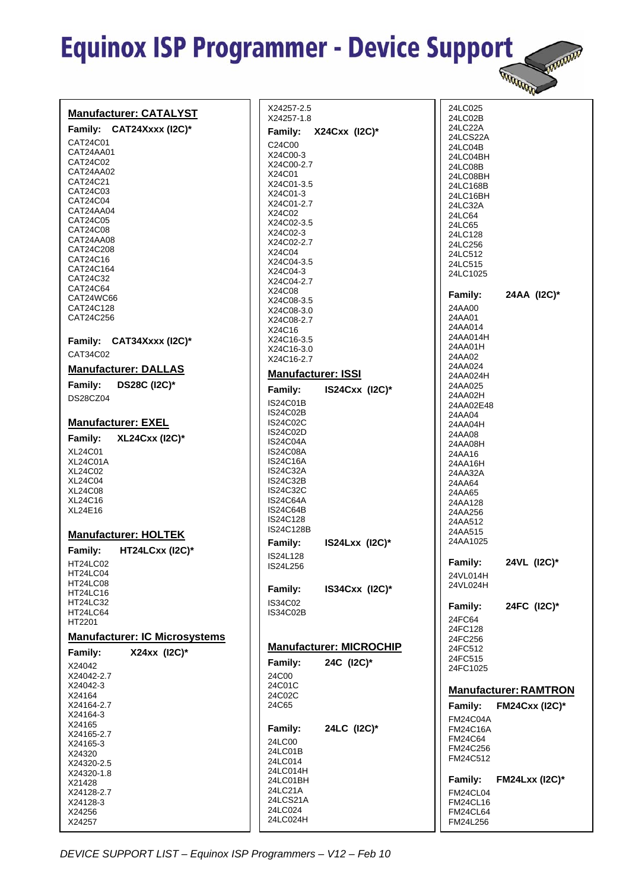# Equinox ISP Programmer - Device Support

## Manufacturer: CATALYST

**Family: CAT24Xxxx (I2C)***

CAT24C01
CAT24AA01
CAT24C02
CAT24AA02
CAT24C21
CAT24C03
CAT24C04
CAT24AA04
CAT24C05
CAT24C08
CAT24AA08
CAT24C208
CAT24C16
CAT24C164
CAT24C32
CAT24C64
CAT24WC66
CAT24C128
CAT24C256

**Family: CAT34Xxxx (I2C)***

CAT34C02

## Manufacturer: DALLAS

**Family: DS28C (I2C)***

DS28CZ04

## Manufacturer: EXEL

**Family: XL24Cxx (I2C)***

XL24C01
XL24C01A
XL24C02
XL24C04
XL24C08
XL24C16
XL24E16

## Manufacturer: HOLTEK

**Family: HT24LCxx (I2C)***

HT24LC02
HT24LC04
HT24LC08
HT24LC16
HT24LC32
HT24LC64
HT2201

## Manufacturer: IC Microsystems

**Family: X24xx (I2C)***

X24042
X24042-2.7
X24042-3
X24164
X24164-2.7
X24164-3
X24165
X24165-2.7
X24165-3
X24320
X24320-2.5
X24320-1.8
X21428
X24128-2.7
X24128-3
X24256
X24257
X24257-2.5
X24257-1.8

**Family: X24Cxx (I2C)***

C24C00
X24C00-3
X24C00-2.7
X24C01
X24C01-3.5
X24C01-3
X24C01-2.7
X24C02
X24C02-3.5
X24C02-3
X24C02-2.7
X24C04
X24C04-3.5
X24C04-3
X24C04-2.7
X24C08
X24C08-3.5
X24C08-3.0
X24C08-2.7
X24C16
X24C16-3.5
X24C16-3.0
X24C16-2.7

## Manufacturer: ISSI

**Family: IS24Cxx (I2C)***

IS24C01B
IS24C02B
IS24C02C
IS24C02D
IS24C04A
IS24C08A
IS24C16A
IS24C32A
IS24C32B
IS24C32C
IS24C64A
IS24C64B
IS24C128
IS24C128B

**Family: IS24Lxx (I2C)***

IS24L128
IS24L256

**Family: IS34Cxx (I2C)***

IS34C02
IS34C02B

## Manufacturer: MICROCHIP

**Family: 24C (I2C)***

24C00
24C01C
24C02C
24C65

**Family: 24LC (I2C)***

24LC00
24LC01B
24LC014
24LC014H
24LC01BH
24LC21A
24LCS21A
24LC024
24LC024H
24LC025
24LC02B
24LC22A
24LCS22A
24LC04B
24LC04BH
24LC08B
24LC08BH
24LC168B
24LC16BH
24LC32A
24LC64
24LC65
24LC128
24LC256
24LC512
24LC515
24LC1025

**Family: 24AA (I2C)***

24AA00
24AA01
24AA014
24AA014H
24AA01H
24AA02
24AA024
24AA024H
24AA025
24AA02H
24AA02E48
24AA04
24AA04H
24AA08
24AA08H
24AA16
24AA16H
24AA32A
24AA64
24AA65
24AA128
24AA256
24AA512
24AA515
24AA1025

**Family: 24VL (I2C)***

24VL014H
24VL024H

**Family: 24FC (I2C)***

24FC64
24FC128
24FC256
24FC512
24FC515
24FC1025

## Manufacturer: RAMTRON

**Family: FM24Cxx (I2C)***

FM24C04A
FM24C16A
FM24C64
FM24C256
FM24C512

**Family: FM24Lxx (I2C)***

FM24CL04
FM24CL16
FM24CL64
FM24L256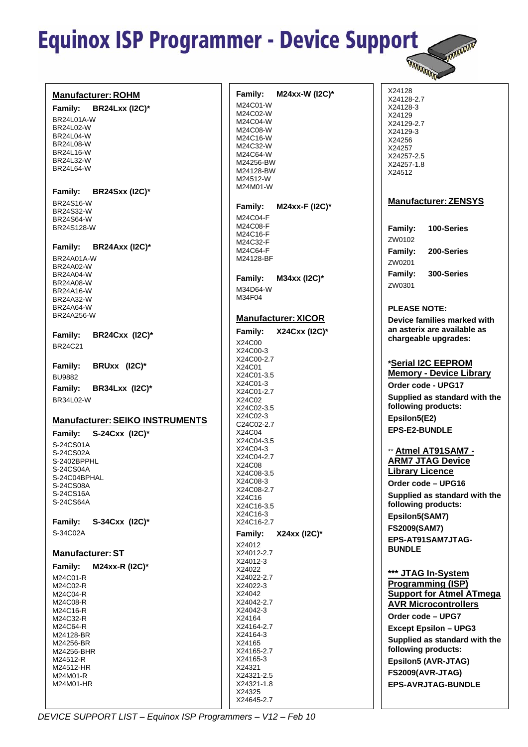# Equinox ISP Programmer - Device Support

## Manufacturer: ROHM

**Family: BR24Lxx (I2C)***

BR24L01A-W
BR24L02-W
BR24L04-W
BR24L08-W
BR24L16-W
BR24L32-W
BR24L64-W

**Family: BR24Sxx (I2C)***

BR24S16-W
BR24S32-W
BR24S64-W
BR24S128-W

**Family: BR24Axx (I2C)***

BR24A01A-W
BR24A02-W
BR24A04-W
BR24A08-W
BR24A16-W
BR24A32-W
BR24A64-W
BR24A256-W

**Family: BR24Cxx (I2C)***

BR24C21

**Family: BRUxx (I2C)***

BU9882

**Family: BR34Lxx (I2C)***

BR34L02-W

## Manufacturer: SEIKO INSTRUMENTS

**Family: S-24Cxx (I2C)***

S-24CS01A
S-24CS02A
S-2402BPPHL
S-24CS04A
S-24C04BPHAL
S-24CS08A
S-24CS16A
S-24CS64A

**Family: S-34Cxx (I2C)***

S-34C02A

## Manufacturer: ST

**Family: M24xx-R (I2C)***

M24C01-R
M24C02-R
M24C04-R
M24C08-R
M24C16-R
M24C32-R
M24C64-R
M24128-BR
M24256-BR
M24256-BHR
M24512-R
M24512-HR
M24M01-R
M24M01-HR

**Family: M24xx-W (I2C)***

M24C01-W
M24C02-W
M24C04-W
M24C08-W
M24C16-W
M24C32-W
M24C64-W
M24256-BW
M24128-BW
M24512-W
M24M01-W

**Family: M24xx-F (I2C)***

M24C04-F
M24C08-F
M24C16-F
M24C32-F
M24C64-F
M24128-BF

**Family: M34xx (I2C)***

M34D64-W
M34F04

## Manufacturer: XICOR

**Family: X24Cxx (I2C)***

X24C00
X24C00-3
X24C00-2.7
X24C01
X24C01-3.5
X24C01-3
X24C01-2.7
X24C02
X24C02-3.5
X24C02-3
C24C02-2.7
X24C04
X24C04-3.5
X24C04-3
X24C04-2.7
X24C08
X24C08-3.5
X24C08-3
X24C08-2.7
X24C16
X24C16-3.5
X24C16-3
X24C16-2.7

**Family: X24xx (I2C)***

X24012
X24012-2.7
X24012-3
X24022
X24022-2.7
X24022-3
X24042
X24042-2.7
X24042-3
X24164
X24164-2.7
X24164-3
X24165
X24165-2.7
X24165-3
X24321
X24321-2.5
X24321-1.8
X24325
X24645-2.7
X24128
X24128-2.7
X24128-3
X24129
X24129-2.7
X24129-3
X24256
X24257
X24257-2.5
X24257-1.8
X24512

## Manufacturer: ZENSYS

**Family: 100-Series**

ZW0102

**Family: 200-Series**

ZW0201

**Family: 300-Series**

ZW0301

**PLEASE NOTE:**

**Device families marked with an asterix are available as chargeable upgrades:**

**\*Serial I2C EEPROM Memory - Device Library**

**Order code - UPG17**

**Supplied as standard with the following products:**

**Epsilon5(E2)**

**EPS-E2-BUNDLE**

** **Atmel AT91SAM7 - ARM7 JTAG Device Library Licence**

**Order code – UPG16**

**Supplied as standard with the following products:**

**Epsilon5(SAM7)**

**FS2009(SAM7)**

**EPS-AT91SAM7JTAG-BUNDLE**

**\*\*\* JTAG In-System Programming (ISP) Support for Atmel ATmega AVR Microcontrollers**

**Order code – UPG7**

**Except Epsilon – UPG3**

**Supplied as standard with the following products:**

**Epsilon5 (AVR-JTAG)**

**FS2009(AVR-JTAG)**

**EPS-AVRJTAG-BUNDLE**

*DEVICE SUPPORT LIST – Equinox ISP Programmers – V12 – Feb 10*